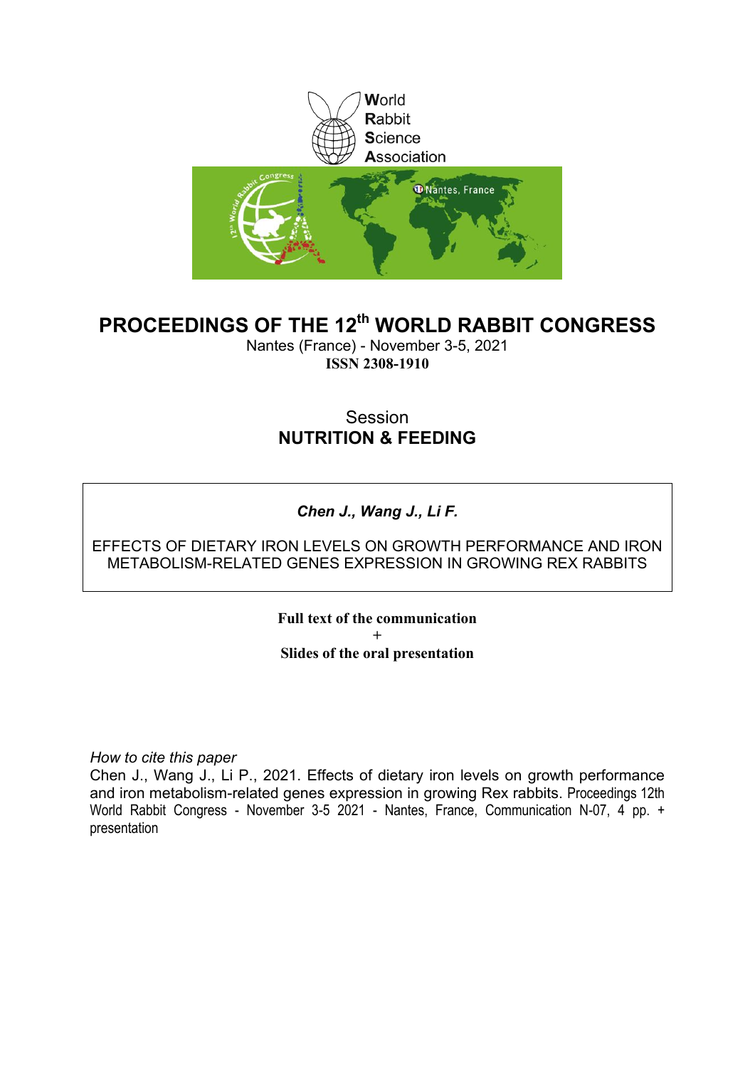World
Rabbit
Science
Association

# PROCEEDINGS OF THE 12th WORLD RABBIT CONGRESS

Nantes (France) - November 3-5, 2021

**ISSN 2308-1910**

Session

**NUTRITION & FEEDING**

***Chen J., Wang J., Li F.***

EFFECTS OF DIETARY IRON LEVELS ON GROWTH PERFORMANCE AND IRON METABOLISM-RELATED GENES EXPRESSION IN GROWING REX RABBITS

**Full text of the communication**

**+**

**Slides of the oral presentation**

*How to cite this paper*

Chen J., Wang J., Li P., 2021. Effects of dietary iron levels on growth performance and iron metabolism-related genes expression in growing Rex rabbits. Proceedings 12th World Rabbit Congress - November 3-5 2021 - Nantes, France, Communication N-07, 4 pp. + presentation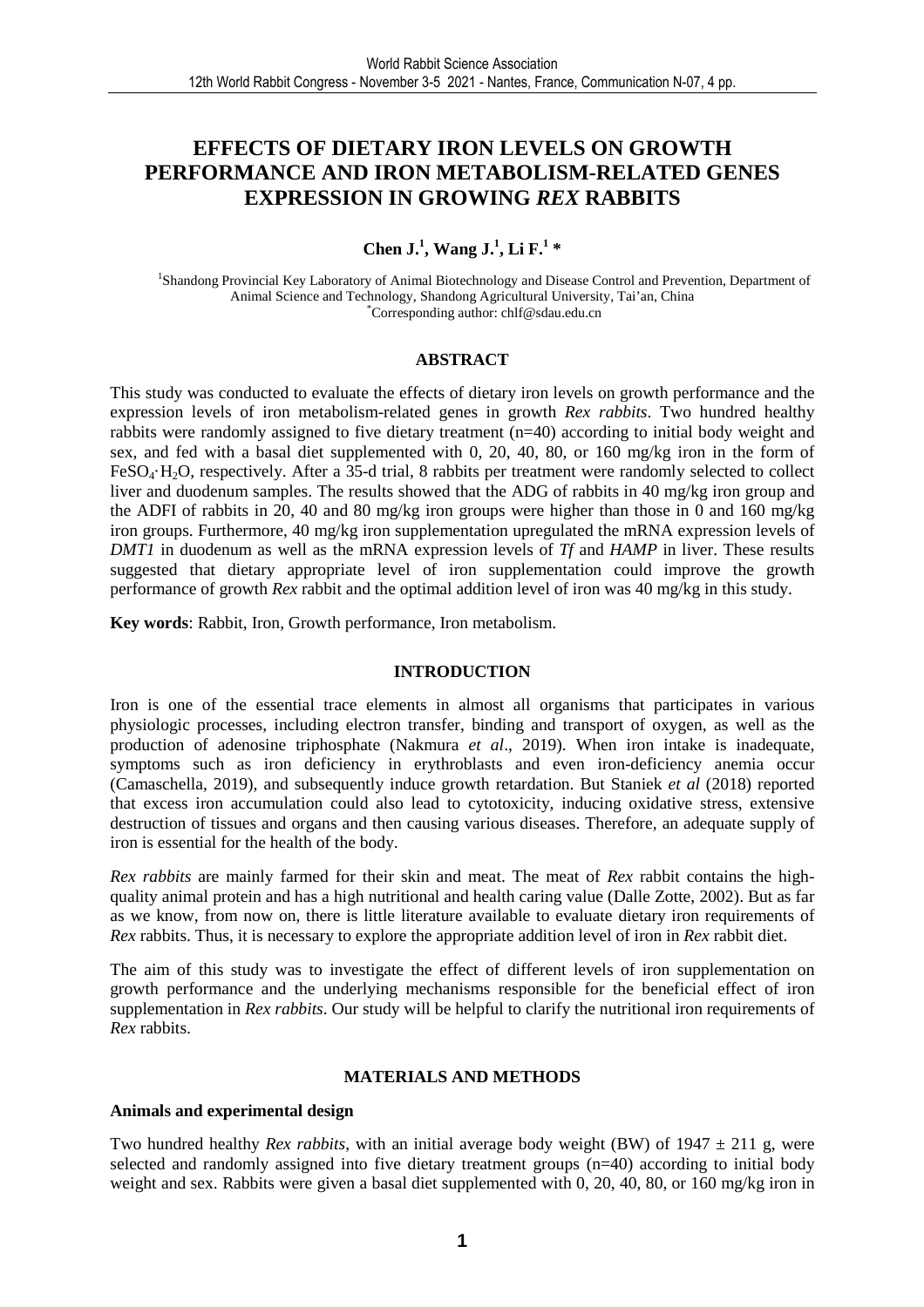# EFFECTS OF DIETARY IRON LEVELS ON GROWTH PERFORMANCE AND IRON METABOLISM-RELATED GENES EXPRESSION IN GROWING *REX* RABBITS

**Chen J.[1], Wang J.[1], Li F.[1] \***

[1]Shandong Provincial Key Laboratory of Animal Biotechnology and Disease Control and Prevention, Department of Animal Science and Technology, Shandong Agricultural University, Tai'an, China
*Corresponding author: chlf@sdau.edu.cn

## ABSTRACT

This study was conducted to evaluate the effects of dietary iron levels on growth performance and the expression levels of iron metabolism-related genes in growth *Rex rabbits*. Two hundred healthy rabbits were randomly assigned to five dietary treatment (n=40) according to initial body weight and sex, and fed with a basal diet supplemented with 0, 20, 40, 80, or 160 mg/kg iron in the form of $FeSO_4 \cdot H_2O$, respectively. After a 35-d trial, 8 rabbits per treatment were randomly selected to collect liver and duodenum samples. The results showed that the ADG of rabbits in 40 mg/kg iron group and the ADFI of rabbits in 20, 40 and 80 mg/kg iron groups were higher than those in 0 and 160 mg/kg iron groups. Furthermore, 40 mg/kg iron supplementation upregulated the mRNA expression levels of *DMT1* in duodenum as well as the mRNA expression levels of *Tf* and *HAMP* in liver. These results suggested that dietary appropriate level of iron supplementation could improve the growth performance of growth *Rex* rabbit and the optimal addition level of iron was 40 mg/kg in this study.

**Key words**: Rabbit, Iron, Growth performance, Iron metabolism.

## INTRODUCTION

Iron is one of the essential trace elements in almost all organisms that participates in various physiologic processes, including electron transfer, binding and transport of oxygen, as well as the production of adenosine triphosphate (Nakmura *et al*., 2019). When iron intake is inadequate, symptoms such as iron deficiency in erythroblasts and even iron-deficiency anemia occur (Camaschella, 2019), and subsequently induce growth retardation. But Staniek *et al* (2018) reported that excess iron accumulation could also lead to cytotoxicity, inducing oxidative stress, extensive destruction of tissues and organs and then causing various diseases. Therefore, an adequate supply of iron is essential for the health of the body.

*Rex rabbits* are mainly farmed for their skin and meat. The meat of *Rex* rabbit contains the high-quality animal protein and has a high nutritional and health caring value (Dalle Zotte, 2002). But as far as we know, from now on, there is little literature available to evaluate dietary iron requirements of *Rex* rabbits. Thus, it is necessary to explore the appropriate addition level of iron in *Rex* rabbit diet.

The aim of this study was to investigate the effect of different levels of iron supplementation on growth performance and the underlying mechanisms responsible for the beneficial effect of iron supplementation in *Rex rabbits*. Our study will be helpful to clarify the nutritional iron requirements of *Rex* rabbits.

## MATERIALS AND METHODS

### Animals and experimental design

Two hundred healthy *Rex rabbits*, with an initial average body weight (BW) of 1947 ± 211 g, were selected and randomly assigned into five dietary treatment groups (n=40) according to initial body weight and sex. Rabbits were given a basal diet supplemented with 0, 20, 40, 80, or 160 mg/kg iron in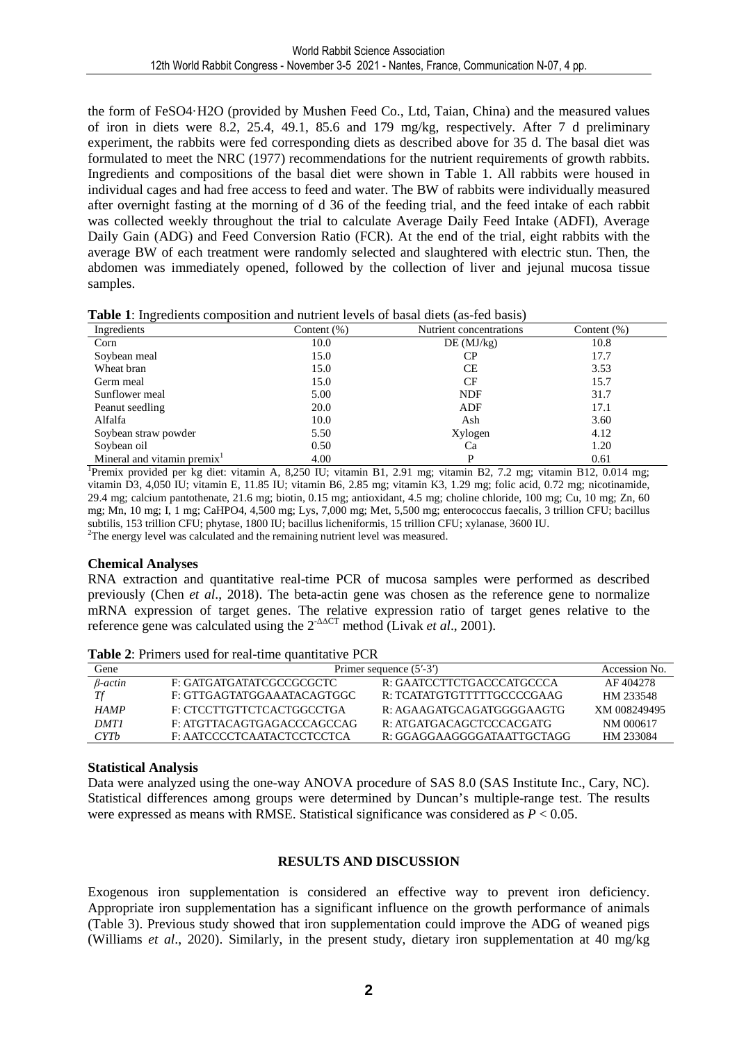the form of $FeSO_4 \cdot H_2O$ (provided by Mushen Feed Co., Ltd, Taian, China) and the measured values of iron in diets were 8.2, 25.4, 49.1, 85.6 and 179 mg/kg, respectively. After 7 d preliminary experiment, the rabbits were fed corresponding diets as described above for 35 d. The basal diet was formulated to meet the NRC (1977) recommendations for the nutrient requirements of growth rabbits. Ingredients and compositions of the basal diet were shown in Table 1. All rabbits were housed in individual cages and had free access to feed and water. The BW of rabbits were individually measured after overnight fasting at the morning of d 36 of the feeding trial, and the feed intake of each rabbit was collected weekly throughout the trial to calculate Average Daily Feed Intake (ADFI), Average Daily Gain (ADG) and Feed Conversion Ratio (FCR). At the end of the trial, eight rabbits with the average BW of each treatment were randomly selected and slaughtered with electric stun. Then, the abdomen was immediately opened, followed by the collection of liver and jejunal mucosa tissue samples.

**Table 1**: Ingredients composition and nutrient levels of basal diets (as-fed basis)

| Ingredients | Content (%) | Nutrient concentrations | Content (%) |
|---|---|---|---|
| Corn | 10.0 | DE (MJ/kg) | 10.8 |
| Soybean meal | 15.0 | CP | 17.7 |
| Wheat bran | 15.0 | CE | 3.53 |
| Germ meal | 15.0 | CF | 15.7 |
| Sunflower meal | 5.00 | NDF | 31.7 |
| Peanut seedling | 20.0 | ADF | 17.1 |
| Alfalfa | 10.0 | Ash | 3.60 |
| Soybean straw powder | 5.50 | Xylogen | 4.12 |
| Soybean oil | 0.50 | Ca | 1.20 |
| Mineral and vitamin premix[1] | 4.00 | P | 0.61 |

[1]Premix provided per kg diet: vitamin A, 8,250 IU; vitamin B1, 2.91 mg; vitamin B2, 7.2 mg; vitamin B12, 0.014 mg; vitamin D3, 4,050 IU; vitamin E, 11.85 IU; vitamin B6, 2.85 mg; vitamin K3, 1.29 mg; folic acid, 0.72 mg; nicotinamide, 29.4 mg; calcium pantothenate, 21.6 mg; biotin, 0.15 mg; antioxidant, 4.5 mg; choline chloride, 100 mg; Cu, 10 mg; Zn, 60 mg; Mn, 10 mg; I, 1 mg; $CaHPO_4$, 4,500 mg; Lys, 7,000 mg; Met, 5,500 mg; enterococcus faecalis, 3 trillion CFU; bacillus subtilis, 153 trillion CFU; phytase, 1800 IU; bacillus licheniformis, 15 trillion CFU; xylanase, 3600 IU.
[2]The energy level was calculated and the remaining nutrient level was measured.

### Chemical Analyses

RNA extraction and quantitative real-time PCR of mucosa samples were performed as described previously (Chen *et al*., 2018). The beta-actin gene was chosen as the reference gene to normalize mRNA expression of target genes. The relative expression ratio of target genes relative to the reference gene was calculated using the $2^{-\Delta\Delta CT}$ method (Livak *et al*., 2001).

**Table 2**: Primers used for real-time quantitative PCR

| Gene | Primer sequence (5′-3′) | | Accession No. |
|---|---|---|---|
| *β-actin* | F: GATGATGATATCGCCGCGCTC | R: GAATCCTTCTGACCCATGCCCA | AF 404278 |
| *Tf* | F: GTTGAGTATGGAAATACAGTGGC | R: TCATATGTGTTTTTGCCCCGAAG | HM 233548 |
| *HAMP* | F: CTCCTTGTTCTCACTGGCCTGA | R: AGAAGATGCAGATGGGGAAGTG | XM 008249495 |
| *DMT1* | F: ATGTTACAGTGAGACCCAGCCAG | R: ATGATGACAGCTCCCACGATG | NM 000617 |
| *CYTb* | F: AATCCCCTCAATACTCCTCCTCA | R: GGAGGAAGGGGATAATTGCTAGG | HM 233084 |

### Statistical Analysis

Data were analyzed using the one-way ANOVA procedure of SAS 8.0 (SAS Institute Inc., Cary, NC). Statistical differences among groups were determined by Duncan's multiple-range test. The results were expressed as means with RMSE. Statistical significance was considered as $P < 0.05$.

## RESULTS AND DISCUSSION

Exogenous iron supplementation is considered an effective way to prevent iron deficiency. Appropriate iron supplementation has a significant influence on the growth performance of animals (Table 3). Previous study showed that iron supplementation could improve the ADG of weaned pigs (Williams *et al*., 2020). Similarly, in the present study, dietary iron supplementation at 40 mg/kg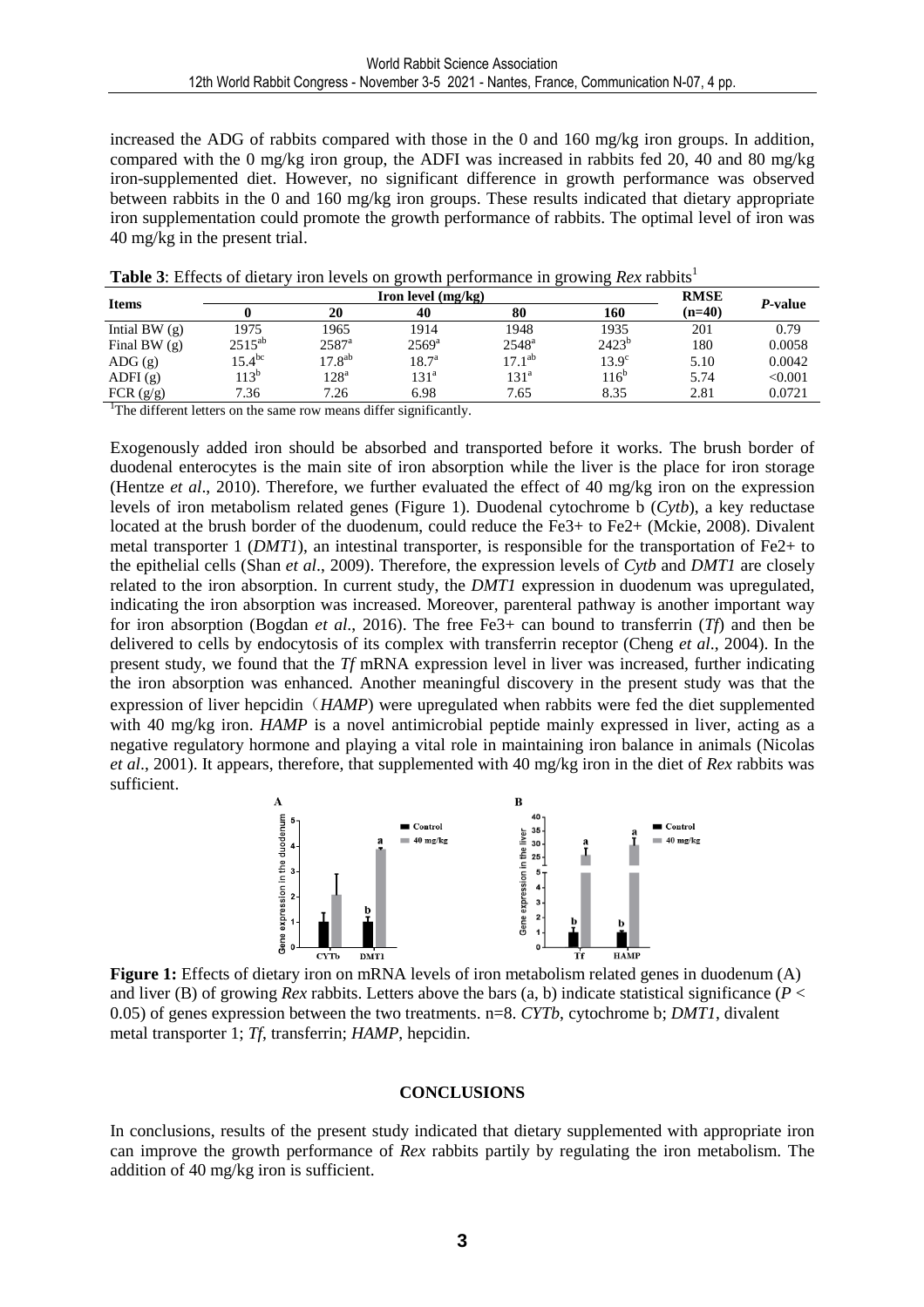increased the ADG of rabbits compared with those in the 0 and 160 mg/kg iron groups. In addition, compared with the 0 mg/kg iron group, the ADFI was increased in rabbits fed 20, 40 and 80 mg/kg iron-supplemented diet. However, no significant difference in growth performance was observed between rabbits in the 0 and 160 mg/kg iron groups. These results indicated that dietary appropriate iron supplementation could promote the growth performance of rabbits. The optimal level of iron was 40 mg/kg in the present trial.

**Table 3**: Effects of dietary iron levels on growth performance in growing *Rex* rabbits[1]

| Items | Iron level (mg/kg) | | | | | RMSE | *P*-value |
|---|---|---|---|---|---|---|---|
| | 0 | 20 | 40 | 80 | 160 | (n=40) | |
| Intial BW (g) | 1975 | 1965 | 1914 | 1948 | 1935 | 201 | 0.79 |
| Final BW (g) | 2515[ab] | 2587[a] | 2569[a] | 2548[a] | 2423[b] | 180 | 0.0058 |
| ADG (g) | 15.4[bc] | 17.8[ab] | 18.7[a] | 17.1[ab] | 13.9[c] | 5.10 | 0.0042 |
| ADFI (g) | 113[b] | 128[a] | 131[a] | 131[a] | 116[b] | 5.74 | <0.001 |
| FCR (g/g) | 7.36 | 7.26 | 6.98 | 7.65 | 8.35 | 2.81 | 0.0721 |

[1]The different letters on the same row means differ significantly.

Exogenously added iron should be absorbed and transported before it works. The brush border of duodenal enterocytes is the main site of iron absorption while the liver is the place for iron storage (Hentze *et al*., 2010). Therefore, we further evaluated the effect of 40 mg/kg iron on the expression levels of iron metabolism related genes (Figure 1). Duodenal cytochrome b (*Cytb*), a key reductase located at the brush border of the duodenum, could reduce the $Fe^{3+}$ to $Fe^{2+}$ (Mckie, 2008). Divalent metal transporter 1 (*DMT1*), an intestinal transporter, is responsible for the transportation of $Fe^{2+}$ to the epithelial cells (Shan *et al*., 2009). Therefore, the expression levels of *Cytb* and *DMT1* are closely related to the iron absorption. In current study, the *DMT1* expression in duodenum was upregulated, indicating the iron absorption was increased. Moreover, parenteral pathway is another important way for iron absorption (Bogdan *et al*., 2016). The free $Fe^{3+}$ can bound to transferrin (*Tf*) and then be delivered to cells by endocytosis of its complex with transferrin receptor (Cheng *et al*., 2004). In the present study, we found that the *Tf* mRNA expression level in liver was increased, further indicating the iron absorption was enhanced. Another meaningful discovery in the present study was that the expression of liver hepcidin（*HAMP*) were upregulated when rabbits were fed the diet supplemented with 40 mg/kg iron. *HAMP* is a novel antimicrobial peptide mainly expressed in liver, acting as a negative regulatory hormone and playing a vital role in maintaining iron balance in animals (Nicolas *et al*., 2001). It appears, therefore, that supplemented with 40 mg/kg iron in the diet of *Rex* rabbits was sufficient.

**Figure 1:** Effects of dietary iron on mRNA levels of iron metabolism related genes in duodenum (A) and liver (B) of growing *Rex* rabbits. Letters above the bars (a, b) indicate statistical significance ($P < 0.05$) of genes expression between the two treatments. n=8. *CYTb*, cytochrome b; *DMT1*, divalent metal transporter 1; *Tf*, transferrin; *HAMP*, hepcidin.

## CONCLUSIONS

In conclusions, results of the present study indicated that dietary supplemented with appropriate iron can improve the growth performance of *Rex* rabbits partly by regulating the iron metabolism. The addition of 40 mg/kg iron is sufficient.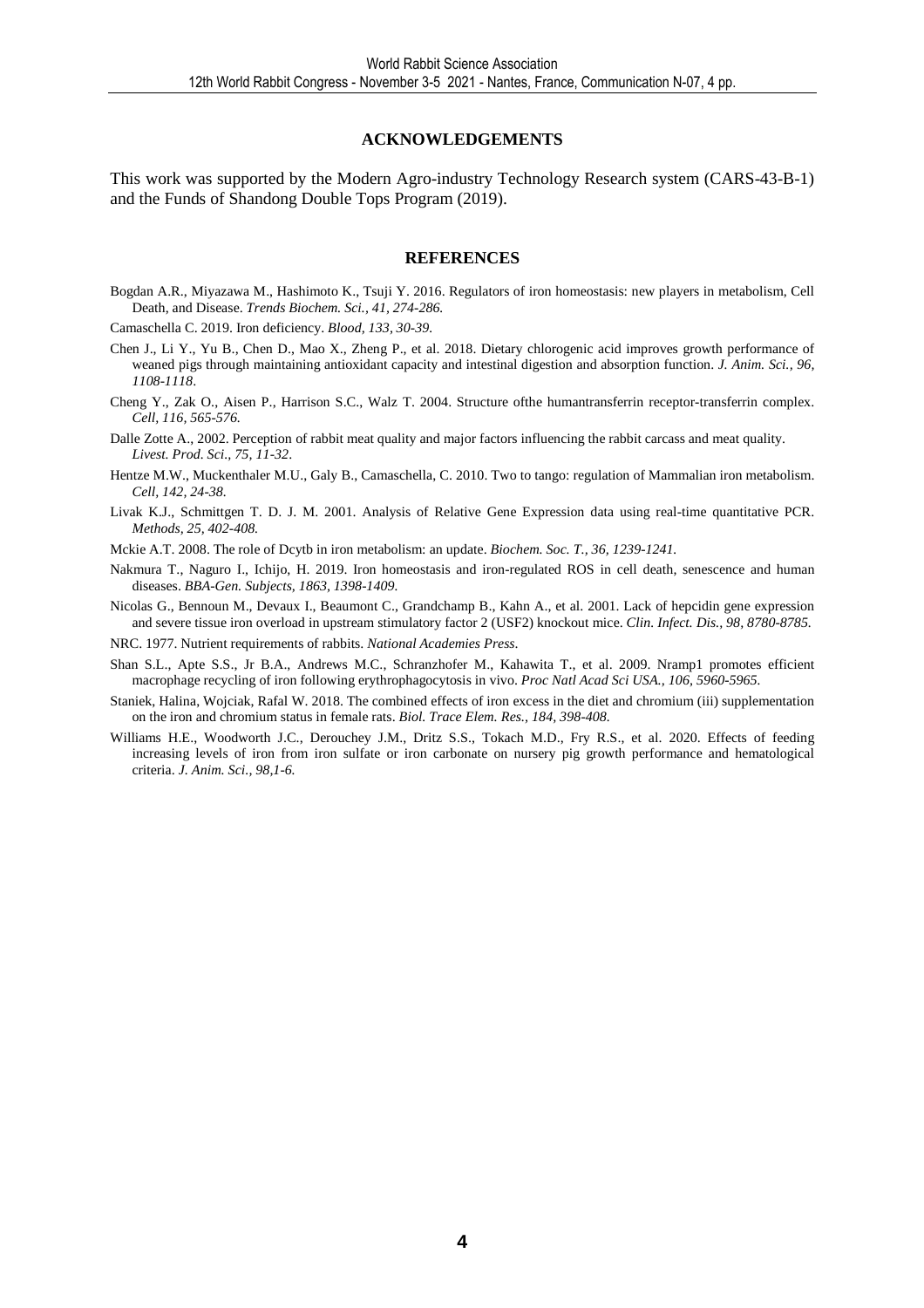## ACKNOWLEDGEMENTS

This work was supported by the Modern Agro-industry Technology Research system (CARS-43-B-1) and the Funds of Shandong Double Tops Program (2019).

## REFERENCES

Bogdan A.R., Miyazawa M., Hashimoto K., Tsuji Y. 2016. Regulators of iron homeostasis: new players in metabolism, Cell Death, and Disease. *Trends Biochem. Sci., 41, 274-286.*

Camaschella C. 2019. Iron deficiency. *Blood, 133, 30-39.*

Chen J., Li Y., Yu B., Chen D., Mao X., Zheng P., et al. 2018. Dietary chlorogenic acid improves growth performance of weaned pigs through maintaining antioxidant capacity and intestinal digestion and absorption function. *J. Anim. Sci., 96, 1108-1118*.

Cheng Y., Zak O., Aisen P., Harrison S.C., Walz T. 2004. Structure ofthe humantransferrin receptor-transferrin complex. *Cell, 116, 565-576.*

Dalle Zotte A., 2002. Perception of rabbit meat quality and major factors influencing the rabbit carcass and meat quality. *Livest. Prod. Sci., 75, 11-32*.

Hentze M.W., Muckenthaler M.U., Galy B., Camaschella, C. 2010. Two to tango: regulation of Mammalian iron metabolism. *Cell, 142, 24-38.*

Livak K.J., Schmittgen T. D. J. M. 2001. Analysis of Relative Gene Expression data using real-time quantitative PCR. *Methods, 25, 402-408.*

Mckie A.T. 2008. The role of Dcytb in iron metabolism: an update. *Biochem. Soc. T., 36, 1239-1241.*

Nakmura T., Naguro I., Ichijo, H. 2019. Iron homeostasis and iron-regulated ROS in cell death, senescence and human diseases. *BBA-Gen. Subjects, 1863, 1398-1409.*

Nicolas G., Bennoun M., Devaux I., Beaumont C., Grandchamp B., Kahn A., et al. 2001. Lack of hepcidin gene expression and severe tissue iron overload in upstream stimulatory factor 2 (USF2) knockout mice. *Clin. Infect. Dis., 98, 8780-8785.*

NRC. 1977. Nutrient requirements of rabbits. *National Academies Press.*

Shan S.L., Apte S.S., Jr B.A., Andrews M.C., Schranzhofer M., Kahawita T., et al. 2009. Nramp1 promotes efficient macrophage recycling of iron following erythrophagocytosis in vivo. *Proc Natl Acad Sci USA., 106, 5960-5965.*

Staniek, Halina, Wojciak, Rafal W. 2018. The combined effects of iron excess in the diet and chromium (iii) supplementation on the iron and chromium status in female rats. *Biol. Trace Elem. Res., 184, 398-408.*

Williams H.E., Woodworth J.C., Derouchey J.M., Dritz S.S., Tokach M.D., Fry R.S., et al. 2020. Effects of feeding increasing levels of iron from iron sulfate or iron carbonate on nursery pig growth performance and hematological criteria. *J. Anim. Sci., 98,1-6.*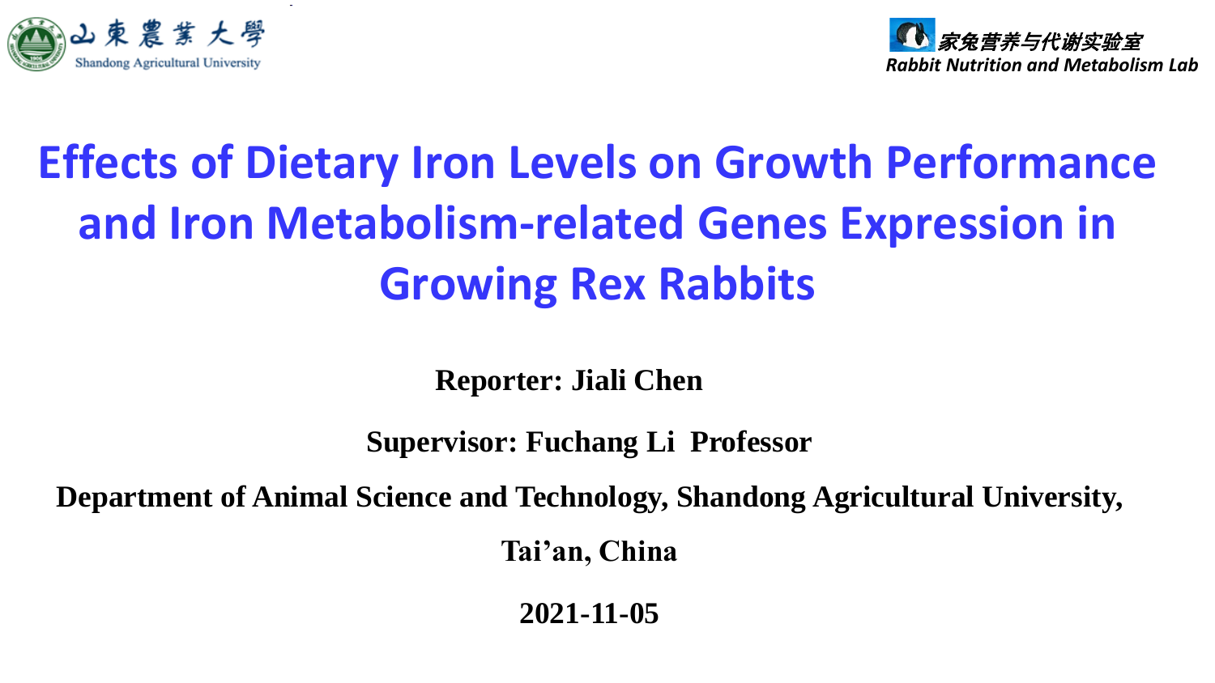山東農業大學
Shandong Agricultural University

家兔营养与代谢实验室
*Rabbit Nutrition and Metabolism Lab*

# Effects of Dietary Iron Levels on Growth Performance and Iron Metabolism-related Genes Expression in Growing Rex Rabbits

**Reporter: Jiali Chen**

**Supervisor: Fuchang Li Professor**

**Department of Animal Science and Technology, Shandong Agricultural University, Tai'an, China**

**2021-11-05**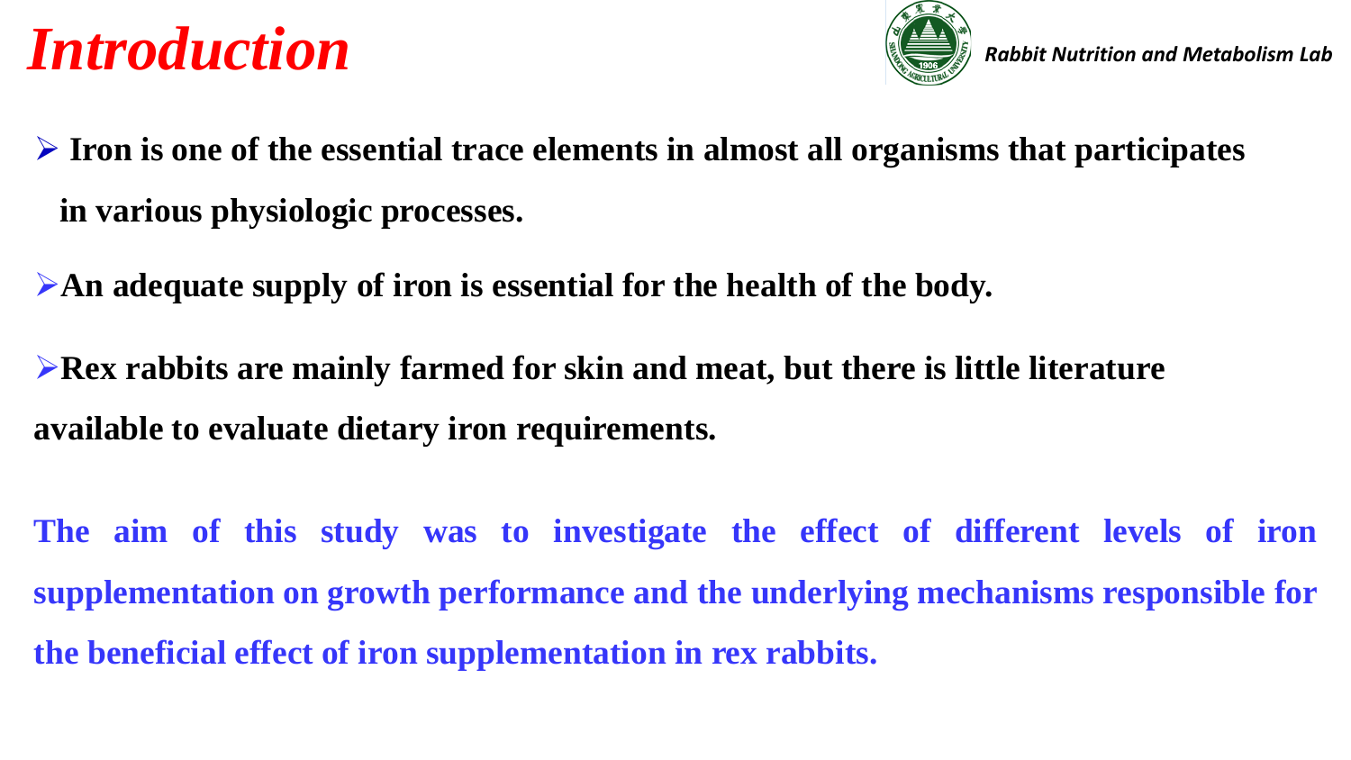# *Introduction*

- **Iron is one of the essential trace elements in almost all organisms that participates in various physiologic processes.**
- **An adequate supply of iron is essential for the health of the body.**
- **Rex rabbits are mainly farmed for skin and meat, but there is little literature available to evaluate dietary iron requirements.**

**The aim of this study was to investigate the effect of different levels of iron supplementation on growth performance and the underlying mechanisms responsible for the beneficial effect of iron supplementation in rex rabbits.**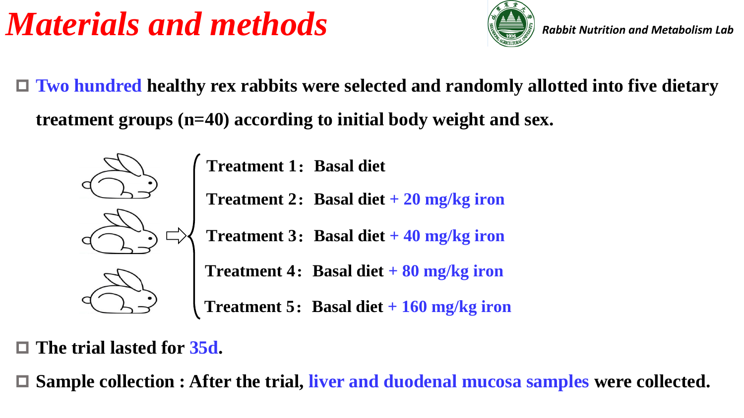# *Materials and methods*

- Two hundred healthy rex rabbits were selected and randomly allotted into five dietary treatment groups (n=40) according to initial body weight and sex.

**Treatment 1：Basal diet**

**Treatment 2：Basal diet + 20 mg/kg iron**

**Treatment 3：Basal diet + 40 mg/kg iron**

**Treatment 4：Basal diet + 80 mg/kg iron**

**Treatment 5：Basal diet + 160 mg/kg iron**

- The trial lasted for 35d.
- Sample collection : After the trial, liver and duodenal mucosa samples were collected.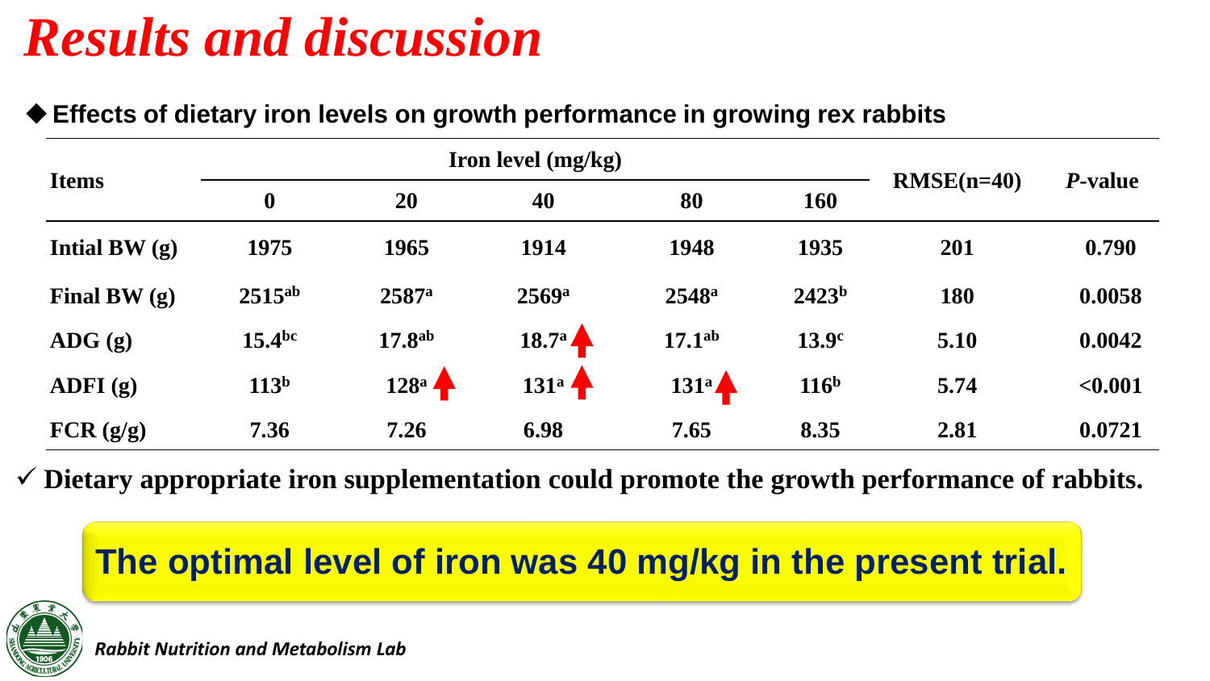# *Results and discussion*

◆ **Effects of dietary iron levels on growth performance in growing rex rabbits**

| Items | Iron level (mg/kg) | | | | | RMSE(n=40) | *P*-value |
|---|---|---|---|---|---|---|---|
| | 0 | 20 | 40 | 80 | 160 | | |
| Intial BW (g) | 1975 | 1965 | 1914 | 1948 | 1935 | 201 | 0.790 |
| Final BW (g) | 2515[ab] | 2587[a] | 2569[a] | 2548[a] | 2423[b] | 180 | 0.0058 |
| ADG (g) | 15.4[bc] | 17.8[ab] | 18.7[a] ↑ | 17.1[ab] | 13.9[c] | 5.10 | 0.0042 |
| ADFI (g) | 113[b] | 128[a] ↑ | 131[a] ↑ | 131[a] ↑ | 116[b] | 5.74 | <0.001 |
| FCR (g/g) | 7.36 | 7.26 | 6.98 | 7.65 | 8.35 | 2.81 | 0.0721 |

✓ **Dietary appropriate iron supplementation could promote the growth performance of rabbits.**

**The optimal level of iron was 40 mg/kg in the present trial.**

*Rabbit Nutrition and Metabolism Lab*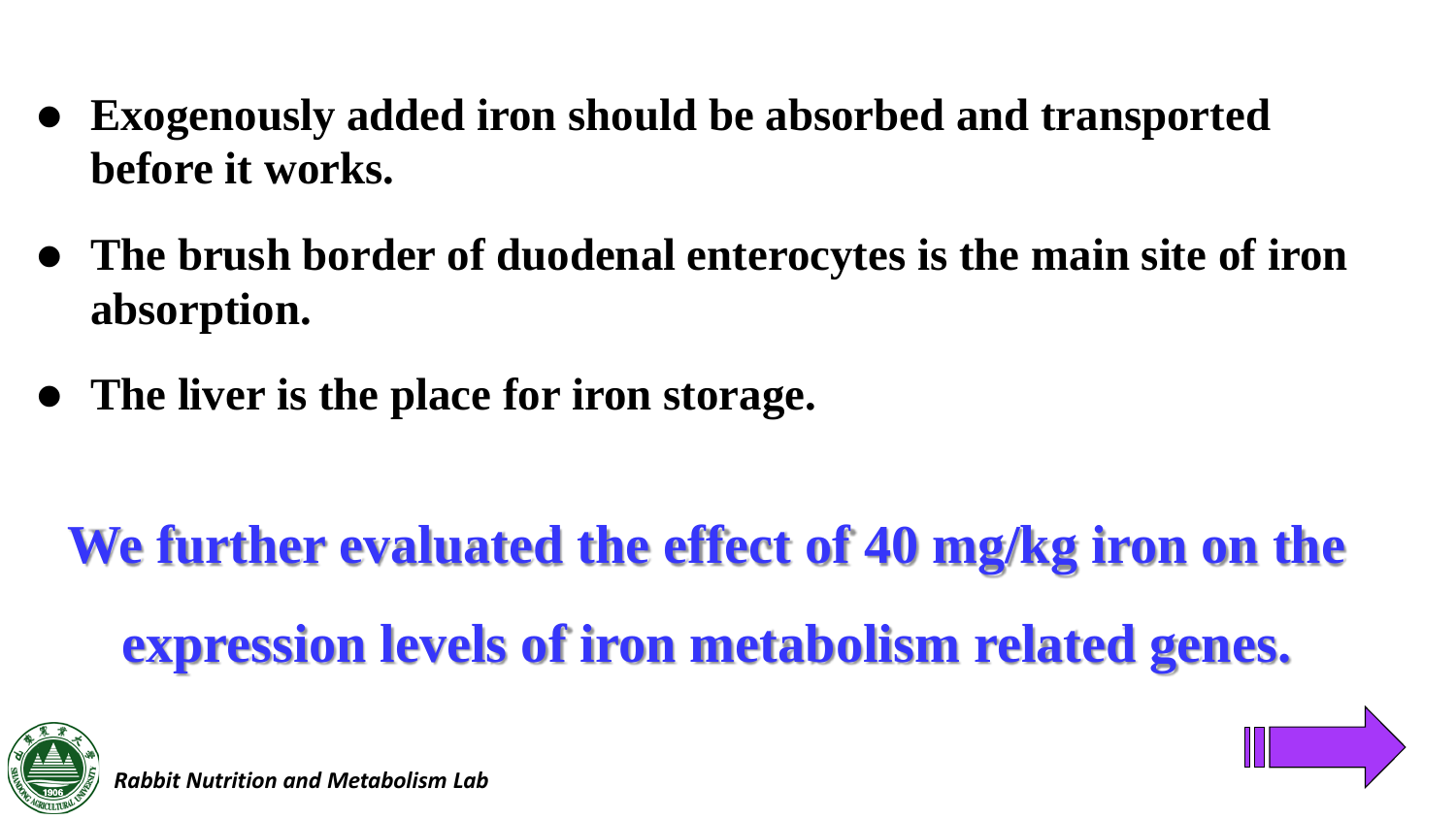- **Exogenously added iron should be absorbed and transported before it works.**
- **The brush border of duodenal enterocytes is the main site of iron absorption.**
- **The liver is the place for iron storage.**

**We further evaluated the effect of 40 mg/kg iron on the expression levels of iron metabolism related genes.**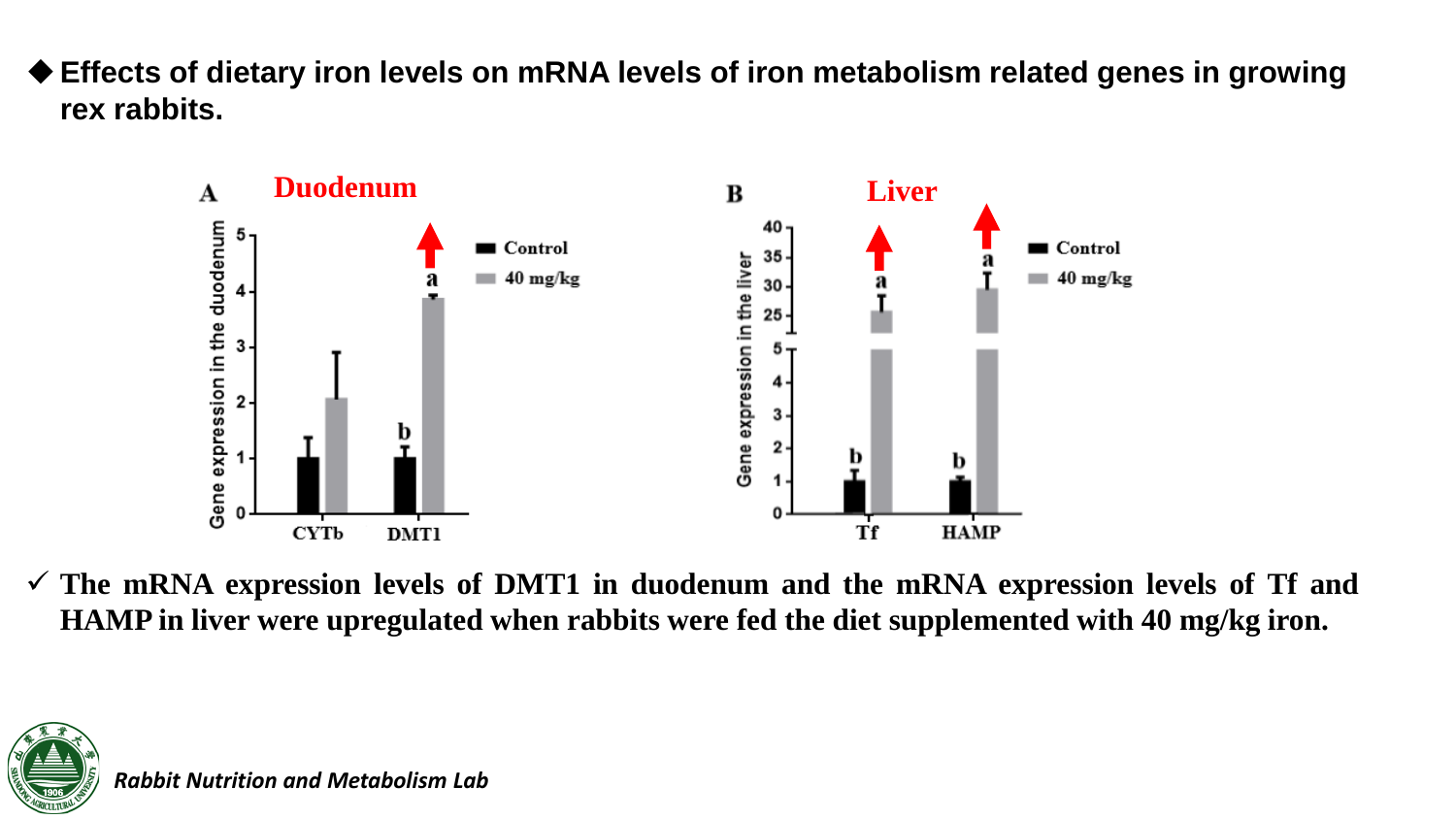## ◆ Effects of dietary iron levels on mRNA levels of iron metabolism related genes in growing rex rabbits.

✓ **The mRNA expression levels of DMT1 in duodenum and the mRNA expression levels of Tf and HAMP in liver were upregulated when rabbits were fed the diet supplemented with 40 mg/kg iron.**

*Rabbit Nutrition and Metabolism Lab*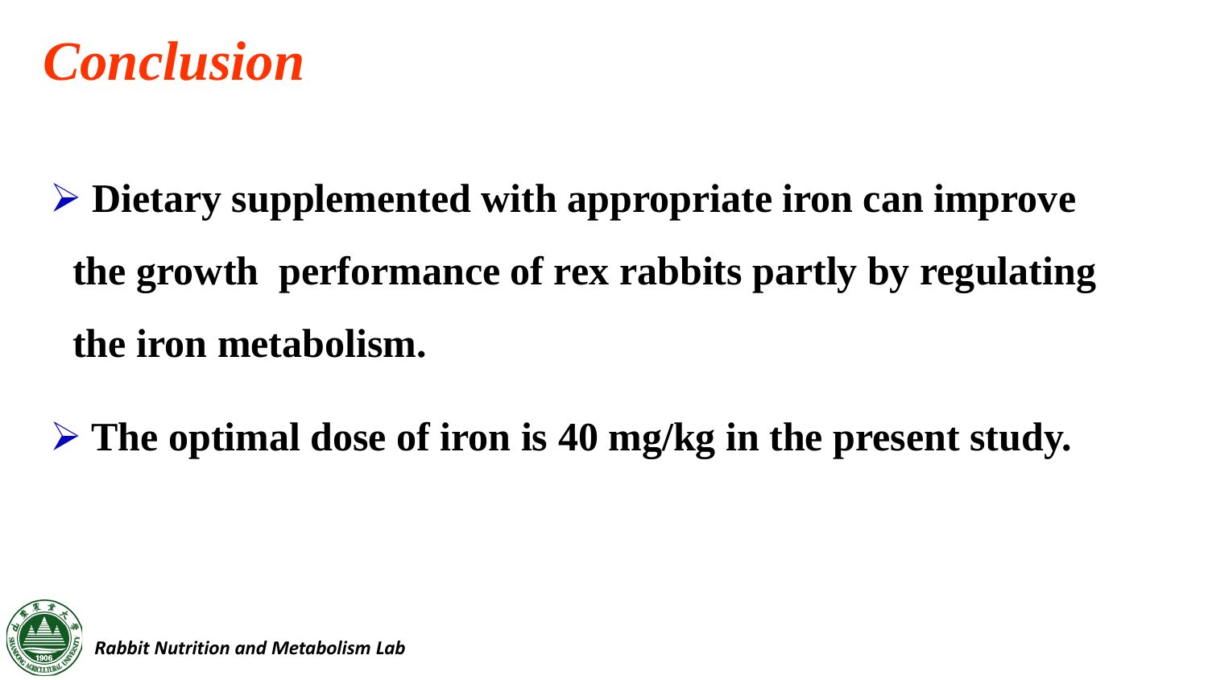# *Conclusion*

- **Dietary supplemented with appropriate iron can improve the growth performance of rex rabbits partly by regulating the iron metabolism.**
- **The optimal dose of iron is 40 mg/kg in the present study.**